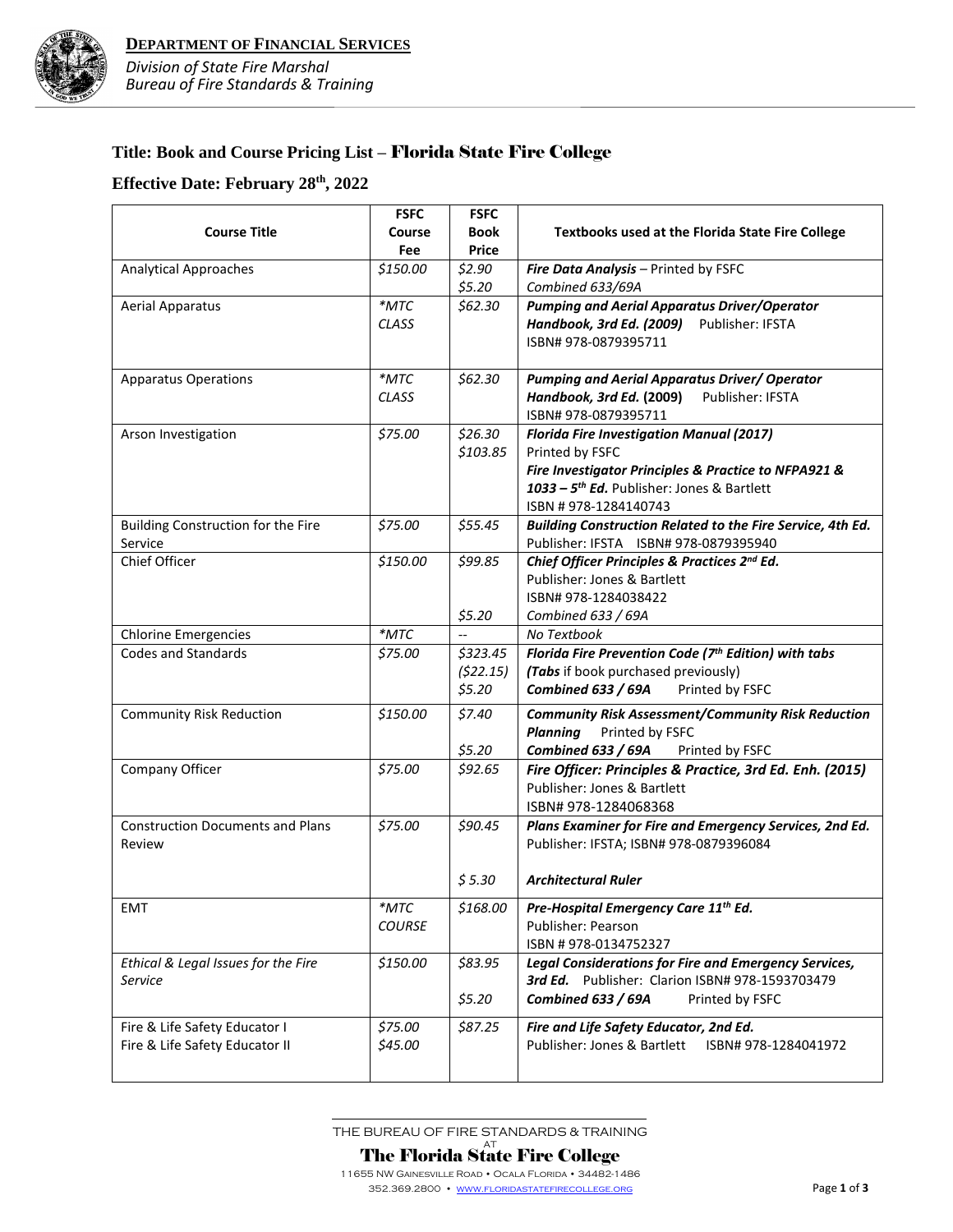**DEPARTMENT OF FINANCIAL SERVICES**
*Division of State Fire Marshal*
*Bureau of Fire Standards & Training*

## Title: Book and Course Pricing List – Florida State Fire College

## Effective Date: February 28th, 2022

| Course Title | FSFC Course Fee | FSFC Book Price | Textbooks used at the Florida State Fire College |
|---|---|---|---|
| Analytical Approaches | *$150.00* | *$2.90*<br>*$5.20* | ***Fire Data Analysis*** – Printed by FSFC<br>*Combined 633/69A* |
| Aerial Apparatus | *\*MTC CLASS* | *$62.30* | ***Pumping and Aerial Apparatus Driver/Operator Handbook, 3rd Ed. (2009)*** Publisher: IFSTA ISBN# 978-0879395711 |
| Apparatus Operations | *\*MTC CLASS* | *$62.30* | ***Pumping and Aerial Apparatus Driver/ Operator Handbook, 3rd Ed.* (2009)** Publisher: IFSTA ISBN# 978-0879395711 |
| Arson Investigation | *$75.00* | *$26.30*<br>*$103.85* | ***Florida Fire Investigation Manual (2017)*** Printed by FSFC<br>***Fire Investigator Principles & Practice to NFPA921 & 1033 – 5th Ed.*** Publisher: Jones & Bartlett ISBN # 978-1284140743 |
| Building Construction for the Fire Service | *$75.00* | *$55.45* | ***Building Construction Related to the Fire Service, 4th Ed.*** Publisher: IFSTA ISBN# 978-0879395940 |
| Chief Officer | *$150.00* | *$99.85*<br>*$5.20* | ***Chief Officer Principles & Practices 2nd Ed.*** Publisher: Jones & Bartlett ISBN# 978-1284038422<br>*Combined 633 / 69A* |
| Chlorine Emergencies | *\*MTC* | -- | *No Textbook* |
| Codes and Standards | *$75.00* | *$323.45*<br>*($22.15)*<br>*$5.20* | ***Florida Fire Prevention Code (7th Edition) with tabs***<br>***(Tabs*** if book purchased previously)<br>***Combined 633 / 69A*** Printed by FSFC |
| Community Risk Reduction | *$150.00* | *$7.40*<br>*$5.20* | ***Community Risk Assessment/Community Risk Reduction Planning*** Printed by FSFC<br>***Combined 633 / 69A*** Printed by FSFC |
| Company Officer | *$75.00* | *$92.65* | ***Fire Officer: Principles & Practice, 3rd Ed. Enh. (2015)*** Publisher: Jones & Bartlett ISBN# 978-1284068368 |
| Construction Documents and Plans Review | *$75.00* | *$90.45*<br>*$ 5.30* | ***Plans Examiner for Fire and Emergency Services, 2nd Ed.*** Publisher: IFSTA; ISBN# 978-0879396084<br>***Architectural Ruler*** |
| EMT | *\*MTC COURSE* | *$168.00* | ***Pre-Hospital Emergency Care 11th Ed.*** Publisher: Pearson ISBN # 978-0134752327 |
| *Ethical & Legal Issues for the Fire Service* | *$150.00* | *$83.95*<br>*$5.20* | ***Legal Considerations for Fire and Emergency Services, 3rd Ed.*** Publisher: Clarion ISBN# 978-1593703479<br>***Combined 633 / 69A*** Printed by FSFC |
| Fire & Life Safety Educator I<br>Fire & Life Safety Educator II | *$75.00*<br>*$45.00* | *$87.25* | ***Fire and Life Safety Educator, 2nd Ed.*** Publisher: Jones & Bartlett ISBN# 978-1284041972 |

THE BUREAU OF FIRE STANDARDS & TRAINING
AT
**The Florida State Fire College**
11655 NW Gainesville Road • Ocala Florida • 34482-1486
352.369.2800 • www.floridastatefirecollege.org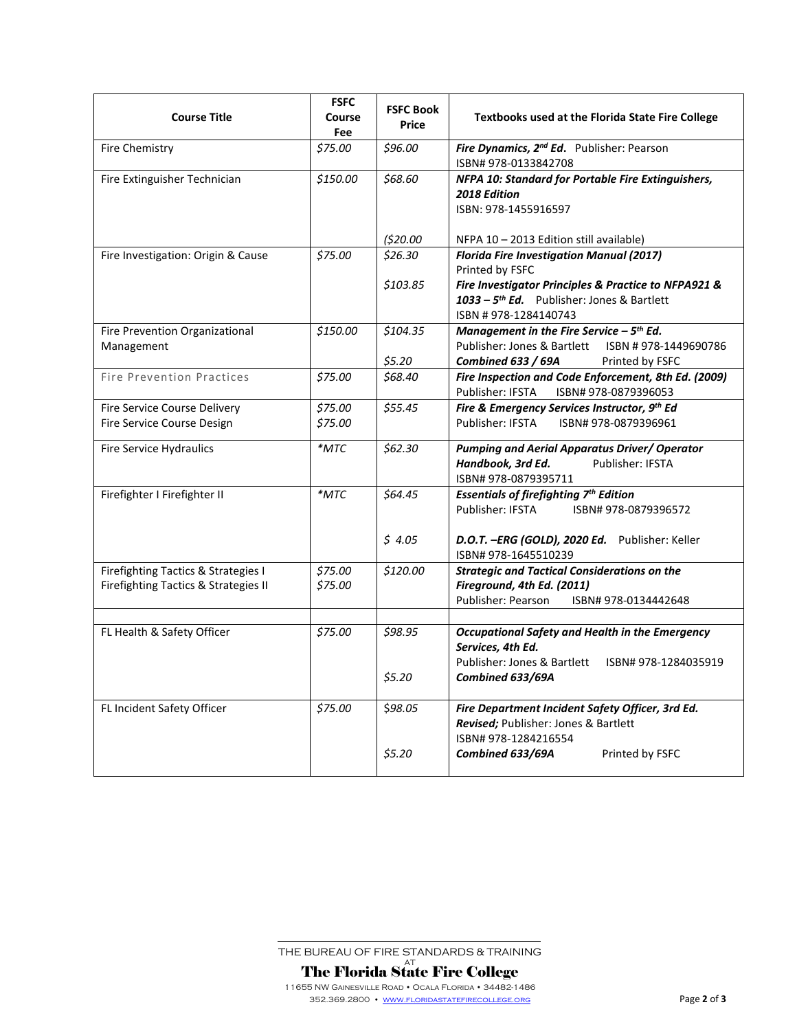| Course Title | FSFC Course Fee | FSFC Book Price | Textbooks used at the Florida State Fire College |
|---|---|---|---|
| Fire Chemistry | *$75.00* | *$96.00* | ***Fire Dynamics, 2nd Ed***. Publisher: Pearson ISBN# 978-0133842708 |
| Fire Extinguisher Technician | *$150.00* | *$68.60*<br><br>*($20.00* | ***NFPA 10: Standard for Portable Fire Extinguishers, 2018 Edition*** ISBN: 978-1455916597<br><br>NFPA 10 – 2013 Edition still available) |
| Fire Investigation: Origin & Cause | *$75.00* | *$26.30*<br><br>*$103.85* | ***Florida Fire Investigation Manual (2017)*** Printed by FSFC<br>***Fire Investigator Principles & Practice to NFPA921 & 1033 – 5th Ed.*** Publisher: Jones & Bartlett ISBN # 978-1284140743 |
| Fire Prevention Organizational Management | *$150.00* | *$104.35*<br><br>*$5.20* | ***Management in the Fire Service – 5th Ed.*** Publisher: Jones & Bartlett ISBN # 978-1449690786<br>***Combined 633 / 69A*** Printed by FSFC |
| Fire Prevention Practices | *$75.00* | *$68.40* | ***Fire Inspection and Code Enforcement, 8th Ed. (2009)*** Publisher: IFSTA ISBN# 978-0879396053 |
| Fire Service Course Delivery<br>Fire Service Course Design | *$75.00*<br>*$75.00* | *$55.45* | ***Fire & Emergency Services Instructor, 9th Ed*** Publisher: IFSTA ISBN# 978-0879396961 |
| Fire Service Hydraulics | *\*MTC* | *$62.30* | ***Pumping and Aerial Apparatus Driver/ Operator Handbook, 3rd Ed.*** Publisher: IFSTA ISBN# 978-0879395711 |
| Firefighter I Firefighter II | *\*MTC* | *$64.45*<br><br>*$ 4.05* | ***Essentials of firefighting 7th Edition*** Publisher: IFSTA ISBN# 978-0879396572<br><br>***D.O.T. –ERG (GOLD), 2020 Ed.*** Publisher: Keller ISBN# 978-1645510239 |
| Firefighting Tactics & Strategies I<br>Firefighting Tactics & Strategies II | *$75.00*<br>*$75.00* | *$120.00* | ***Strategic and Tactical Considerations on the Fireground, 4th Ed. (2011)*** Publisher: Pearson ISBN# 978-0134442648 |
| | | | |
| FL Health & Safety Officer | *$75.00* | *$98.95*<br><br>*$5.20* | ***Occupational Safety and Health in the Emergency Services, 4th Ed.*** Publisher: Jones & Bartlett ISBN# 978-1284035919<br>***Combined 633/69A*** |
| FL Incident Safety Officer | *$75.00* | *$98.05*<br><br>*$5.20* | ***Fire Department Incident Safety Officer, 3rd Ed. Revised;*** Publisher: Jones & Bartlett ISBN# 978-1284216554<br>***Combined 633/69A*** Printed by FSFC |

THE BUREAU OF FIRE STANDARDS & TRAINING AT **The Florida State Fire College**
11655 NW Gainesville Road • Ocala Florida • 34482-1486
352.369.2800 • www.floridastatefirecollege.org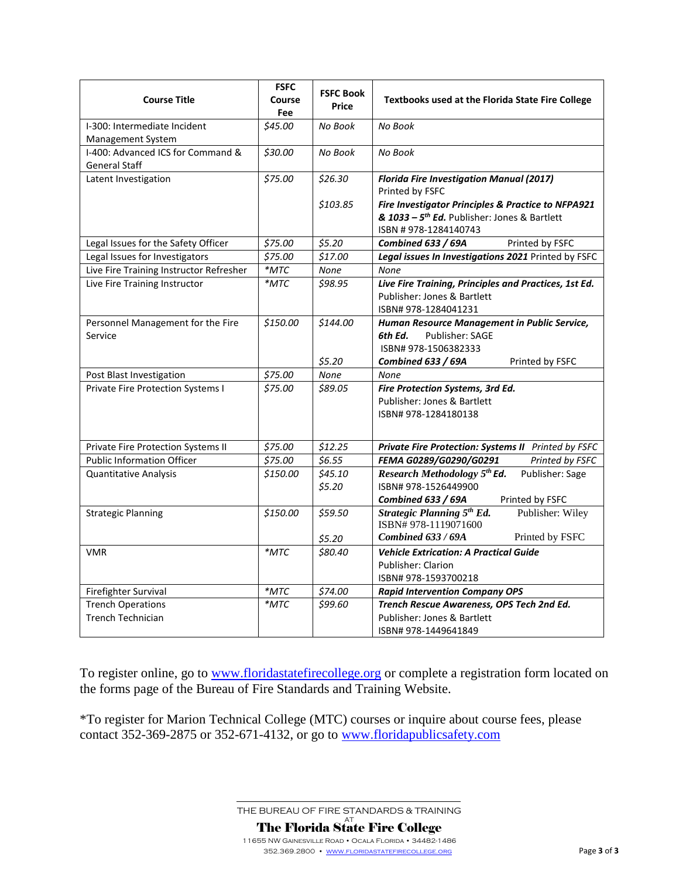| Course Title | FSFC Course Fee | FSFC Book Price | Textbooks used at the Florida State Fire College |
|---|---|---|---|
| I-300: Intermediate Incident Management System | *$45.00* | *No Book* | *No Book* |
| I-400: Advanced ICS for Command & General Staff | *$30.00* | *No Book* | *No Book* |
| Latent Investigation | *$75.00* | *$26.30*<br><br>*$103.85* | ***Florida Fire Investigation Manual (2017)*** Printed by FSFC<br>***Fire Investigator Principles & Practice to NFPA921 & 1033 – 5th Ed.*** Publisher: Jones & Bartlett ISBN # 978-1284140743 |
| Legal Issues for the Safety Officer | *$75.00* | *$5.20* | ***Combined 633 / 69A*** Printed by FSFC |
| Legal Issues for Investigators | *$75.00* | *$17.00* | ***Legal issues In Investigations 2021*** Printed by FSFC |
| Live Fire Training Instructor Refresher | *\*MTC* | *None* | *None* |
| Live Fire Training Instructor | *\*MTC* | *$98.95* | ***Live Fire Training, Principles and Practices, 1st Ed.*** Publisher: Jones & Bartlett ISBN# 978-1284041231 |
| Personnel Management for the Fire Service | *$150.00* | *$144.00*<br><br>*$5.20* | ***Human Resource Management in Public Service, 6th Ed.*** Publisher: SAGE ISBN# 978-1506382333<br>***Combined 633 / 69A*** Printed by FSFC |
| Post Blast Investigation | *$75.00* | *None* | *None* |
| Private Fire Protection Systems I | *$75.00* | *$89.05* | ***Fire Protection Systems, 3rd Ed.*** Publisher: Jones & Bartlett ISBN# 978-1284180138 |
| Private Fire Protection Systems II | *$75.00* | *$12.25* | ***Private Fire Protection: Systems II*** *Printed by FSFC* |
| Public Information Officer | *$75.00* | *$6.55* | ***FEMA G0289/G0290/G0291*** *Printed by FSFC* |
| Quantitative Analysis | *$150.00* | *$45.10*<br>*$5.20* | ***Research Methodology 5th Ed.*** Publisher: Sage ISBN# 978-1526449900<br>***Combined 633 / 69A*** Printed by FSFC |
| Strategic Planning | *$150.00* | *$59.50*<br><br>*$5.20* | ***Strategic Planning 5th Ed.*** Publisher: Wiley ISBN# 978-1119071600<br>***Combined 633 / 69A*** Printed by FSFC |
| VMR | *\*MTC* | *$80.40* | ***Vehicle Extrication: A Practical Guide*** Publisher: Clarion ISBN# 978-1593700218 |
| Firefighter Survival | *\*MTC* | *$74.00* | ***Rapid Intervention Company OPS*** |
| Trench Operations<br>Trench Technician | *\*MTC* | *$99.60* | ***Trench Rescue Awareness, OPS Tech 2nd Ed.*** Publisher: Jones & Bartlett ISBN# 978-1449641849 |

To register online, go to www.floridastatefirecollege.org or complete a registration form located on the forms page of the Bureau of Fire Standards and Training Website.

*To register for Marion Technical College (MTC) courses or inquire about course fees, please contact 352-369-2875 or 352-671-4132, or go to www.floridapublicsafety.com

THE BUREAU OF FIRE STANDARDS & TRAINING AT **The Florida State Fire College**
11655 NW Gainesville Road • Ocala Florida • 34482-1486
352.369.2800 • www.floridastatefirecollege.org